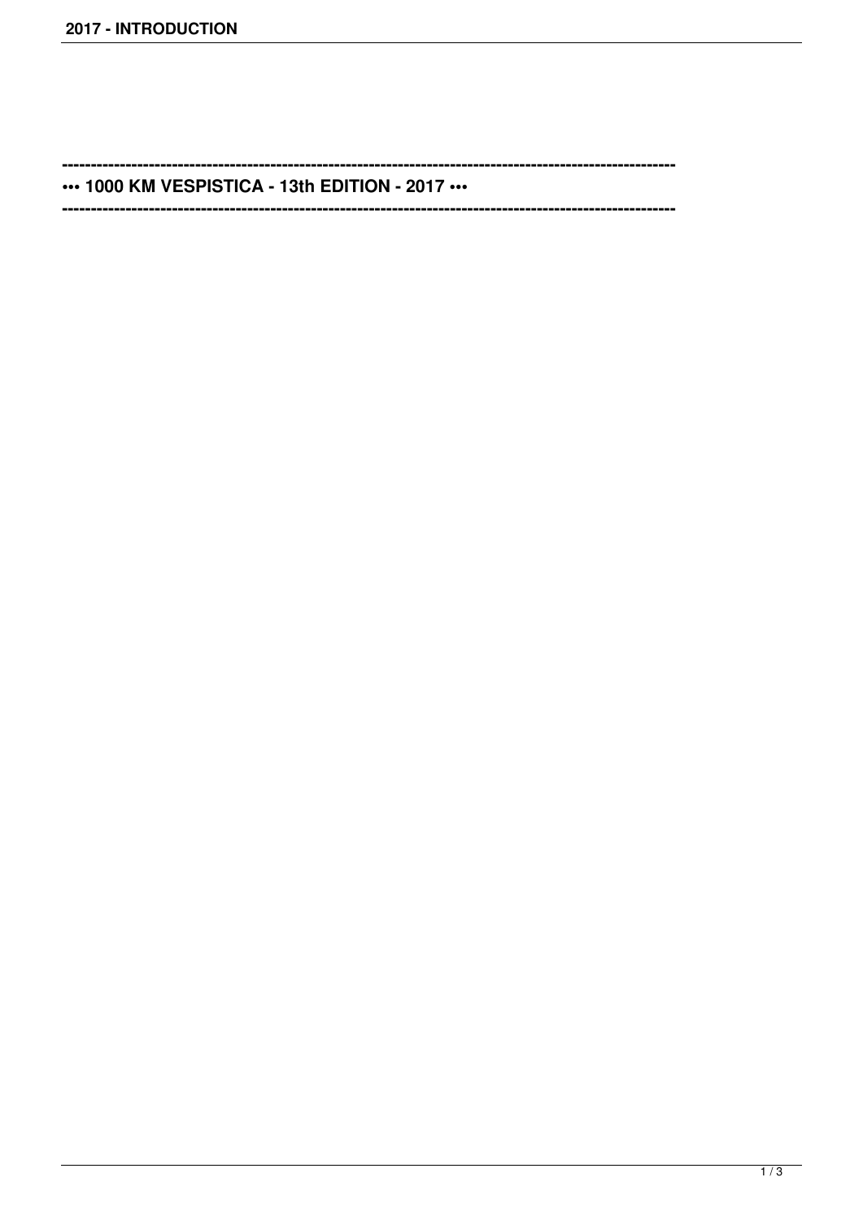---

**••• 1000 KM VESPISTICA - 13th EDITION - 2017 •••**

---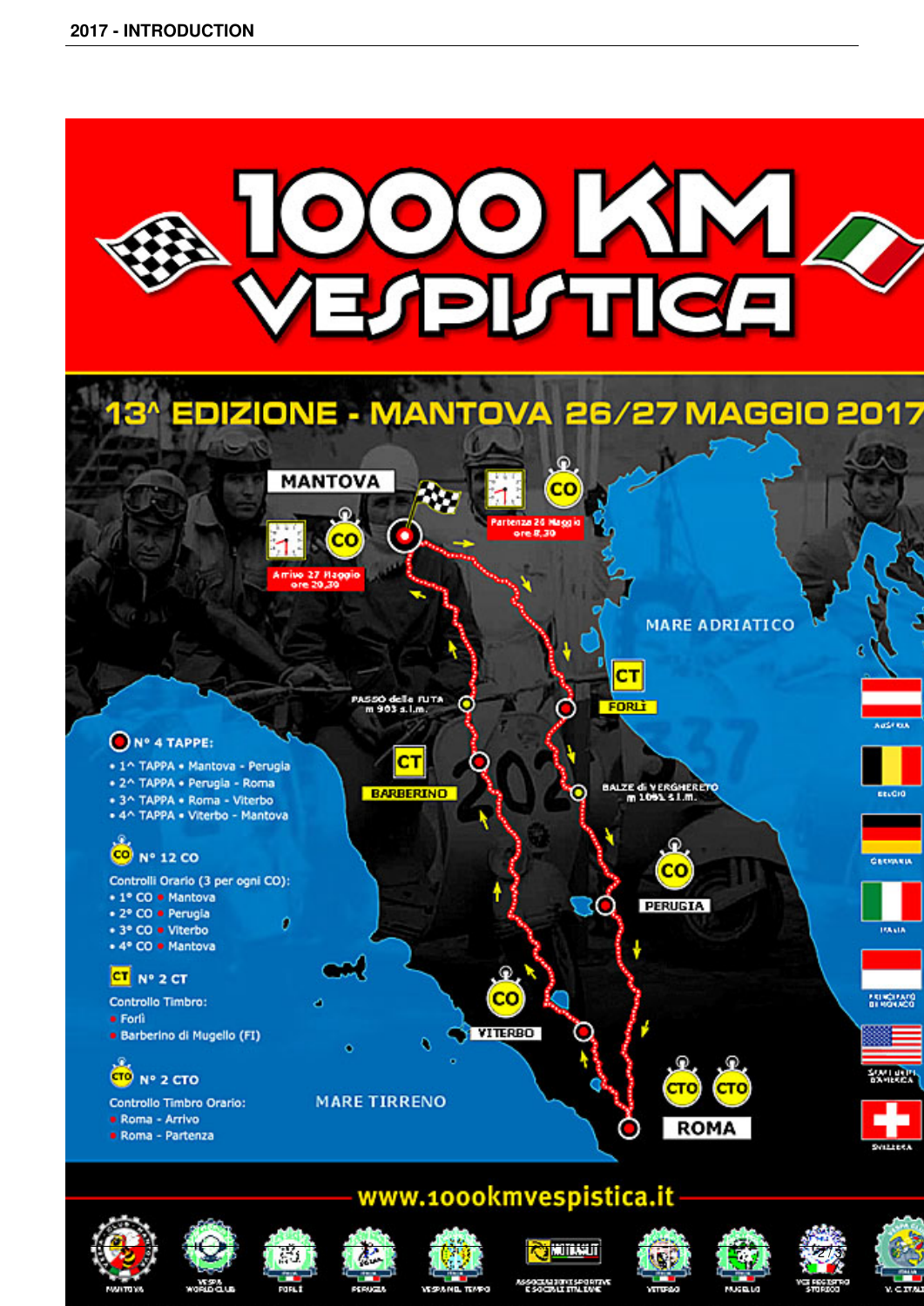# 1000 KM VESPISTICA

## 13^ EDIZIONE - MANTOVA 26/27 MAGGIO 2017

MANTOVA

Arrivo 27 Maggio ore 20,30

Partenza 26 Maggio ore 8,30

MARE ADRIATICO

PASSO della FUTA m 903 s.l.m.

CT FORLÌ

CT BARBERINO

BALZE di VERGHERETO m 1091 s.l.m.

CO PERUGIA

CO VITERBO

CTO CTO ROMA

MARE TIRRENO

**N° 4 TAPPE:**

- 1^ TAPPA • Mantova - Perugia
- 2^ TAPPA • Perugia - Roma
- 3^ TAPPA • Roma - Viterbo
- 4^ TAPPA • Viterbo - Mantova

**N° 12 CO**

Controlli Orario (3 per ogni CO):

- 1° CO • Mantova
- 2° CO • Perugia
- 3° CO • Viterbo
- 4° CO • Mantova

**N° 2 CT**

Controllo Timbro:

- Forlì
- Barberino di Mugello (FI)

**N° 2 CTO**

Controllo Timbro Orario:

- Roma - Arrivo
- Roma - Partenza

AUSTRIA · BELGIO · GERMANIA · ITALIA · PRINCIPATO DI MONACO · STATI UNITI D'AMERICA · SVIZZERA

www.1000kmvespistica.it

MANTOVA · VESPA WORLD CLUB · FORLÌ · PERUGIA · VESPA NEL TEMPO · ASSOCIAZIONI SPORTIVE E SOCIALI ITALIANE · VITERBO · MUGELLO · VCS REGISTRO STORICO · V. C. ITALIA